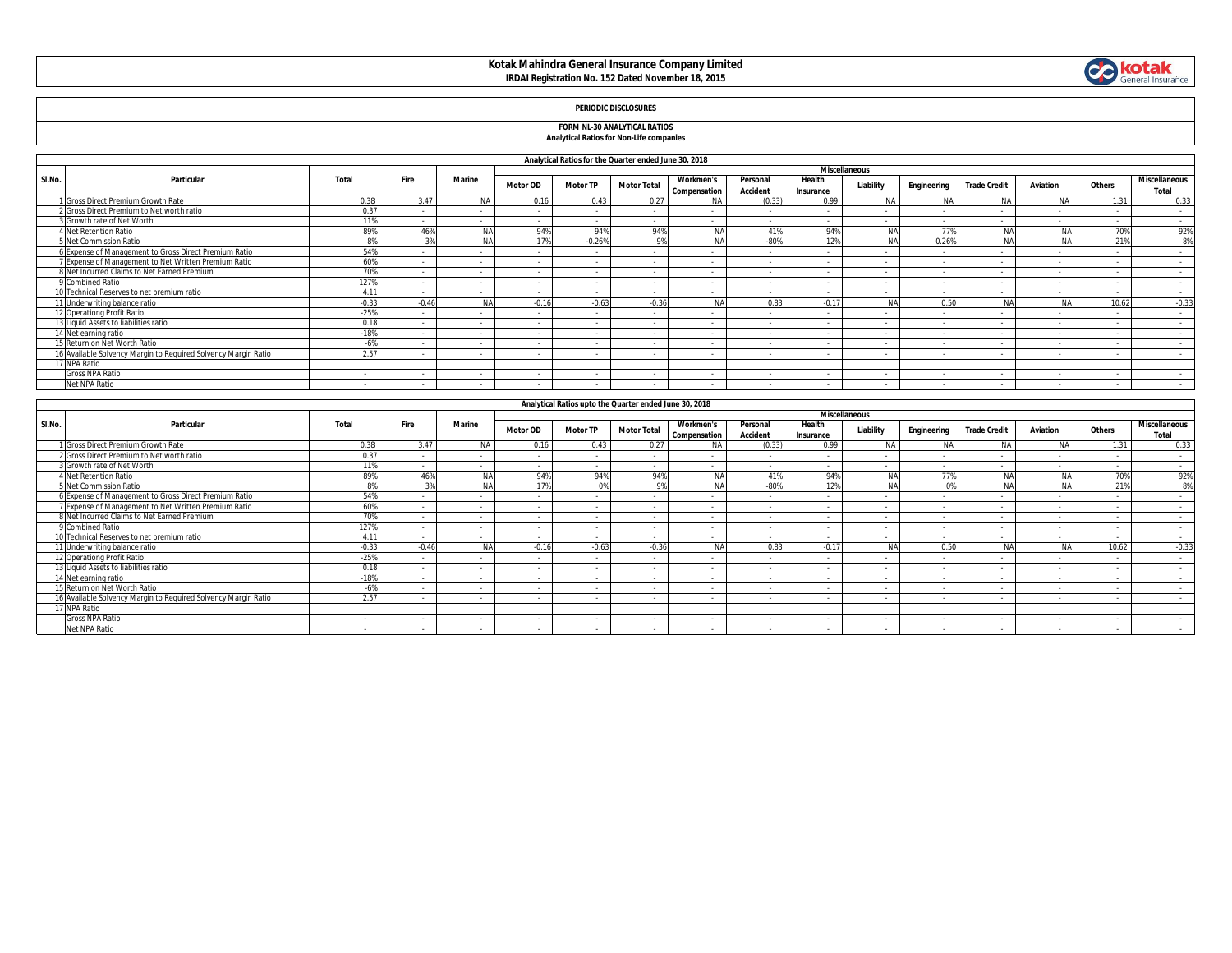# Kotak Mahindra General Insurance Company Limited

**IRDAI Registration No. 152 Dated November 18, 2015**

## PERIODIC DISCLOSURES

### FORM NL-30 ANALYTICAL RATIOS

**Analytical Ratios for Non-Life companies**

**Analytical Ratios for the Quarter ended June 30, 2018**

| Sl.No. | Particular | Total | Fire | Marine | Miscellaneous | | | | | | | | | | | |
|---|---|---|---|---|---|---|---|---|---|---|---|---|---|---|---|---|
| | | | | | Motor OD | Motor TP | Motor Total | Workmen's Compensation | Personal Accident | Health Insurance | Liability | Engineering | Trade Credit | Aviation | Others | Miscellaneous Total |
| 1 | Gross Direct Premium Growth Rate | 0.38 | 3.47 | NA | 0.16 | 0.43 | 0.27 | NA | (0.33) | 0.99 | NA | NA | NA | NA | 1.31 | 0.33 |
| 2 | Gross Direct Premium to Net worth ratio | 0.37 | - | - | - | - | - | - | - | - | - | - | - | - | - | - |
| 3 | Growth rate of Net Worth | 11% | - | - | - | - | - | - | - | - | - | - | - | - | - | - |
| 4 | Net Retention Ratio | 89% | 46% | NA | 94% | 94% | 94% | NA | 41% | 94% | NA | 77% | NA | NA | 70% | 92% |
| 5 | Net Commission Ratio | 8% | 3% | NA | 17% | -0.26% | 9% | NA | -80% | 12% | NA | 0.26% | NA | NA | 21% | 8% |
| 6 | Expense of Management to Gross Direct Premium Ratio | 54% | - | - | - | - | - | - | - | - | - | - | - | - | - | - |
| 7 | Expense of Management to Net Written Premium Ratio | 60% | - | - | - | - | - | - | - | - | - | - | - | - | - | - |
| 8 | Net Incurred Claims to Net Earned Premium | 70% | - | - | - | - | - | - | - | - | - | - | - | - | - | - |
| 9 | Combined Ratio | 127% | - | - | - | - | - | - | - | - | - | - | - | - | - | - |
| 10 | Technical Reserves to net premium ratio | 4.11 | - | - | - | - | - | - | - | - | - | - | - | - | - | - |
| 11 | Underwriting balance ratio | -0.33 | -0.46 | NA | -0.16 | -0.63 | -0.36 | NA | 0.83 | -0.17 | NA | 0.50 | NA | NA | 10.62 | -0.33 |
| 12 | Operationg Profit Ratio | -25% | - | - | - | - | - | - | - | - | - | - | - | - | - | - |
| 13 | Liquid Assets to liabilities ratio | 0.18 | - | - | - | - | - | - | - | - | - | - | - | - | - | - |
| 14 | Net earning ratio | -18% | - | - | - | - | - | - | - | - | - | - | - | - | - | - |
| 15 | Return on Net Worth Ratio | -6% | - | - | - | - | - | - | - | - | - | - | - | - | - | - |
| 16 | Available Solvency Margin to Required Solvency Margin Ratio | 2.57 | - | - | - | - | - | - | - | - | - | - | - | - | - | - |
| 17 | NPA Ratio | | | | | | | | | | | | | | | |
| | Gross NPA Ratio | - | - | - | - | - | - | - | - | - | - | - | - | - | - | - |
| | Net NPA Ratio | - | - | - | - | - | - | - | - | - | - | - | - | - | - | - |

**Analytical Ratios upto the Quarter ended June 30, 2018**

| Sl.No. | Particular | Total | Fire | Marine | Miscellaneous | | | | | | | | | | | |
|---|---|---|---|---|---|---|---|---|---|---|---|---|---|---|---|---|
| | | | | | Motor OD | Motor TP | Motor Total | Workmen's Compensation | Personal Accident | Health Insurance | Liability | Engineering | Trade Credit | Aviation | Others | Miscellaneous Total |
| 1 | Gross Direct Premium Growth Rate | 0.38 | 3.47 | NA | 0.16 | 0.43 | 0.27 | NA | (0.33) | 0.99 | NA | NA | NA | NA | 1.31 | 0.33 |
| 2 | Gross Direct Premium to Net worth ratio | 0.37 | - | - | - | - | - | - | - | - | - | - | - | - | - | - |
| 3 | Growth rate of Net Worth | 11% | - | - | - | - | - | - | - | - | - | - | - | - | - | - |
| 4 | Net Retention Ratio | 89% | 46% | NA | 94% | 94% | 94% | NA | 41% | 94% | NA | 77% | NA | NA | 70% | 92% |
| 5 | Net Commission Ratio | 8% | 3% | NA | 17% | 0% | 9% | NA | -80% | 12% | NA | 0% | NA | NA | 21% | 8% |
| 6 | Expense of Management to Gross Direct Premium Ratio | 54% | - | - | - | - | - | - | - | - | - | - | - | - | - | - |
| 7 | Expense of Management to Net Written Premium Ratio | 60% | - | - | - | - | - | - | - | - | - | - | - | - | - | - |
| 8 | Net Incurred Claims to Net Earned Premium | 70% | - | - | - | - | - | - | - | - | - | - | - | - | - | - |
| 9 | Combined Ratio | 127% | - | - | - | - | - | - | - | - | - | - | - | - | - | - |
| 10 | Technical Reserves to net premium ratio | 4.11 | - | - | - | - | - | - | - | - | - | - | - | - | - | - |
| 11 | Underwriting balance ratio | -0.33 | -0.46 | NA | -0.16 | -0.63 | -0.36 | NA | 0.83 | -0.17 | NA | 0.50 | NA | NA | 10.62 | -0.33 |
| 12 | Operationg Profit Ratio | -25% | - | - | - | - | - | - | - | - | - | - | - | - | - | - |
| 13 | Liquid Assets to liabilities ratio | 0.18 | - | - | - | - | - | - | - | - | - | - | - | - | - | - |
| 14 | Net earning ratio | -18% | - | - | - | - | - | - | - | - | - | - | - | - | - | - |
| 15 | Return on Net Worth Ratio | -6% | - | - | - | - | - | - | - | - | - | - | - | - | - | - |
| 16 | Available Solvency Margin to Required Solvency Margin Ratio | 2.57 | - | - | - | - | - | - | - | - | - | - | - | - | - | - |
| 17 | NPA Ratio | | | | | | | | | | | | | | | |
| | Gross NPA Ratio | - | - | - | - | - | - | - | - | - | - | - | - | - | - | - |
| | Net NPA Ratio | - | - | - | - | - | - | - | - | - | - | - | - | - | - | - |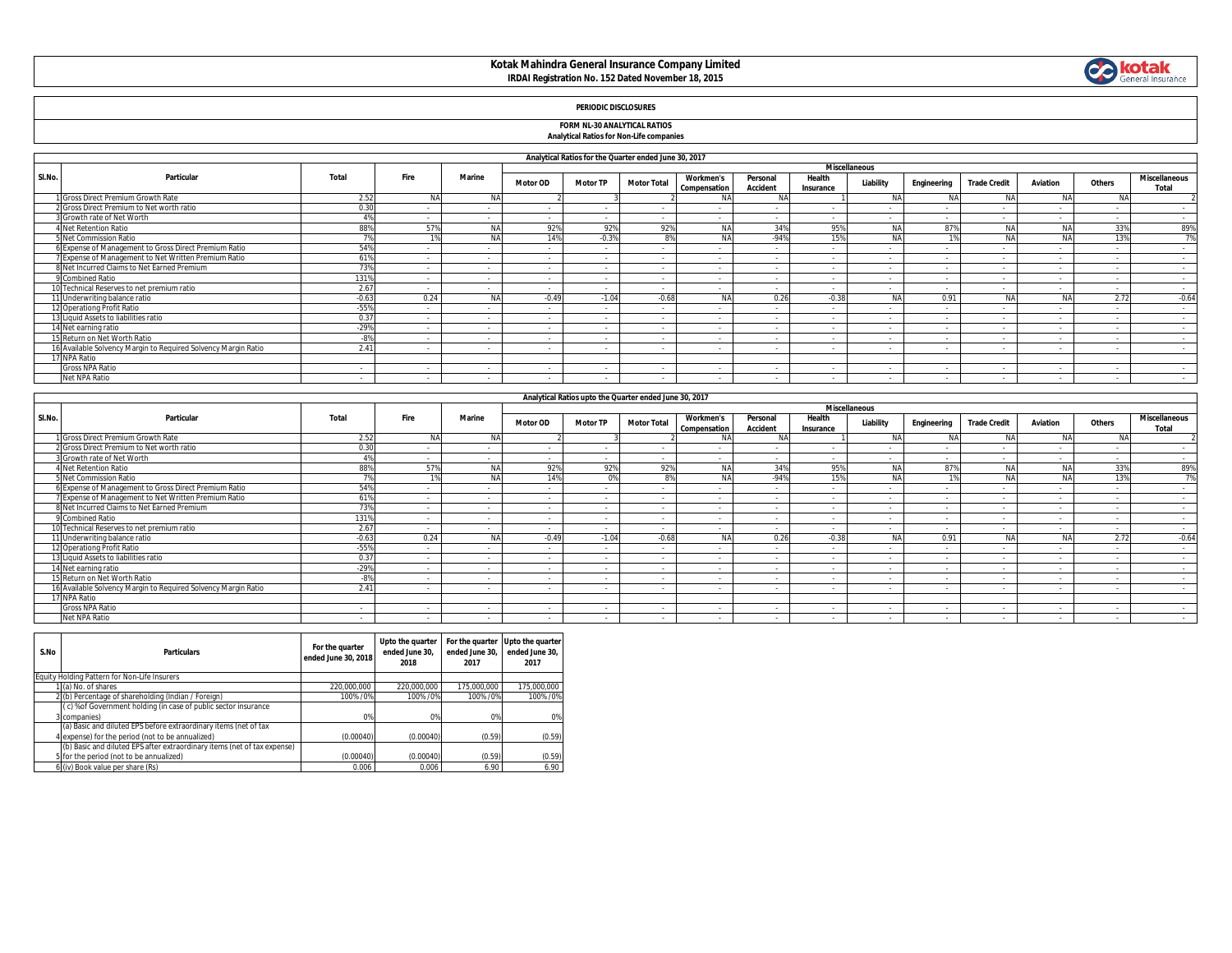# Kotak Mahindra General Insurance Company Limited

**IRDAI Registration No. 152 Dated November 18, 2015**

**PERIODIC DISCLOSURES**

**FORM NL-30 ANALYTICAL RATIOS**

**Analytical Ratios for Non-Life companies**

**Analytical Ratios for the Quarter ended June 30, 2017**

| Sl.No. | Particular | Total | Fire | Marine | Miscellaneous | | | | | | | | | | | | |
|---|---|---|---|---|---|---|---|---|---|---|---|---|---|---|---|---|---|
| | | | | | Motor OD | Motor TP | Motor Total | Workmen's Compensation | Personal Accident | Health Insurance | Liability | Engineering | Trade Credit | Aviation | Others | Miscellaneous Total |
| 1 | Gross Direct Premium Growth Rate | 2.52 | NA | NA | 2 | 3 | 2 | NA | NA | 1 | NA | NA | NA | NA | NA | 2 |
| 2 | Gross Direct Premium to Net worth ratio | 0.30 | - | - | - | - | - | - | - | - | - | - | - | - | - | - |
| 3 | Growth rate of Net Worth | 4% | - | - | - | - | - | - | - | - | - | - | - | - | - | - |
| 4 | Net Retention Ratio | 88% | 57% | NA | 92% | 92% | 92% | NA | 34% | 95% | NA | 87% | NA | NA | 33% | 89% |
| 5 | Net Commission Ratio | 7% | 1% | NA | 14% | -0.3% | 8% | NA | -94% | 15% | NA | 1% | NA | NA | 13% | 7% |
| 6 | Expense of Management to Gross Direct Premium Ratio | 54% | - | - | - | - | - | - | - | - | - | - | - | - | - | - |
| 7 | Expense of Management to Net Written Premium Ratio | 61% | - | - | - | - | - | - | - | - | - | - | - | - | - | - |
| 8 | Net Incurred Claims to Net Earned Premium | 73% | - | - | - | - | - | - | - | - | - | - | - | - | - | - |
| 9 | Combined Ratio | 131% | - | - | - | - | - | - | - | - | - | - | - | - | - | - |
| 10 | Technical Reserves to net premium ratio | 2.67 | - | - | - | - | - | - | - | - | - | - | - | - | - | - |
| 11 | Underwriting balance ratio | -0.63 | 0.24 | NA | -0.49 | -1.04 | -0.68 | NA | 0.26 | -0.38 | NA | 0.91 | NA | NA | 2.72 | -0.64 |
| 12 | Operationg Profit Ratio | -55% | - | - | - | - | - | - | - | - | - | - | - | - | - | - |
| 13 | Liquid Assets to liabilities ratio | 0.37 | - | - | - | - | - | - | - | - | - | - | - | - | - | - |
| 14 | Net earning ratio | -29% | - | - | - | - | - | - | - | - | - | - | - | - | - | - |
| 15 | Return on Net Worth Ratio | -8% | - | - | - | - | - | - | - | - | - | - | - | - | - | - |
| 16 | Available Solvency Margin to Required Solvency Margin Ratio | 2.41 | - | - | - | - | - | - | - | - | - | - | - | - | - | - |
| 17 | NPA Ratio | | | | | | | | | | | | | | | |
| | Gross NPA Ratio | - | - | - | - | - | - | - | - | - | - | - | - | - | - | - |
| | Net NPA Ratio | - | - | - | - | - | - | - | - | - | - | - | - | - | - | - |

**Analytical Ratios upto the Quarter ended June 30, 2017**

| Sl.No. | Particular | Total | Fire | Marine | Miscellaneous | | | | | | | | | | | | |
|---|---|---|---|---|---|---|---|---|---|---|---|---|---|---|---|---|---|
| | | | | | Motor OD | Motor TP | Motor Total | Workmen's Compensation | Personal Accident | Health Insurance | Liability | Engineering | Trade Credit | Aviation | Others | Miscellaneous Total |
| 1 | Gross Direct Premium Growth Rate | 2.52 | NA | NA | 2 | 3 | 2 | NA | NA | 1 | NA | NA | NA | NA | NA | 2 |
| 2 | Gross Direct Premium to Net worth ratio | 0.30 | - | - | - | - | - | - | - | - | - | - | - | - | - | - |
| 3 | Growth rate of Net Worth | 4% | - | - | - | - | - | - | - | - | - | - | - | - | - | - |
| 4 | Net Retention Ratio | 88% | 57% | NA | 92% | 92% | 92% | NA | 34% | 95% | NA | 87% | NA | NA | 33% | 89% |
| 5 | Net Commission Ratio | 7% | 1% | NA | 14% | 0% | 8% | NA | -94% | 15% | NA | 1% | NA | NA | 13% | 7% |
| 6 | Expense of Management to Gross Direct Premium Ratio | 54% | - | - | - | - | - | - | - | - | - | - | - | - | - | - |
| 7 | Expense of Management to Net Written Premium Ratio | 61% | - | - | - | - | - | - | - | - | - | - | - | - | - | - |
| 8 | Net Incurred Claims to Net Earned Premium | 73% | - | - | - | - | - | - | - | - | - | - | - | - | - | - |
| 9 | Combined Ratio | 131% | - | - | - | - | - | - | - | - | - | - | - | - | - | - |
| 10 | Technical Reserves to net premium ratio | 2.67 | - | - | - | - | - | - | - | - | - | - | - | - | - | - |
| 11 | Underwriting balance ratio | -0.63 | 0.24 | NA | -0.49 | -1.04 | -0.68 | NA | 0.26 | -0.38 | NA | 0.91 | NA | NA | 2.72 | -0.64 |
| 12 | Operationg Profit Ratio | -55% | - | - | - | - | - | - | - | - | - | - | - | - | - | - |
| 13 | Liquid Assets to liabilities ratio | 0.37 | - | - | - | - | - | - | - | - | - | - | - | - | - | - |
| 14 | Net earning ratio | -29% | - | - | - | - | - | - | - | - | - | - | - | - | - | - |
| 15 | Return on Net Worth Ratio | -8% | - | - | - | - | - | - | - | - | - | - | - | - | - | - |
| 16 | Available Solvency Margin to Required Solvency Margin Ratio | 2.41 | - | - | - | - | - | - | - | - | - | - | - | - | - | - |
| 17 | NPA Ratio | | | | | | | | | | | | | | | |
| | Gross NPA Ratio | - | - | - | - | - | - | - | - | - | - | - | - | - | - | - |
| | Net NPA Ratio | - | - | - | - | - | - | - | - | - | - | - | - | - | - | - |

| S.No | Particulars | For the quarter ended June 30, 2018 | Upto the quarter ended June 30, 2018 | For the quarter ended June 30, 2017 | Upto the quarter ended June 30, 2017 |
|---|---|---|---|---|---|
| | Equity Holding Pattern for Non-Life Insurers | | | | |
| 1 | (a) No. of shares | 220,000,000 | 220,000,000 | 175,000,000 | 175,000,000 |
| 2 | (b) Percentage of shareholding (Indian / Foreign) | 100% /0% | 100% /0% | 100% /0% | 100% /0% |
| 3 | ( c) %of Government holding (in case of public sector insurance companies) | 0% | 0% | 0% | 0% |
| 4 | (a) Basic and diluted EPS before extraordinary items (net of tax expense) for the period (not to be annualized) | (0.00040) | (0.00040) | (0.59) | (0.59) |
| 5 | (b) Basic and diluted EPS after extraordinary items (net of tax expense) for the period (not to be annualized) | (0.00040) | (0.00040) | (0.59) | (0.59) |
| 6 | (iv) Book value per share (Rs) | 0.006 | 0.006 | 6.90 | 6.90 |